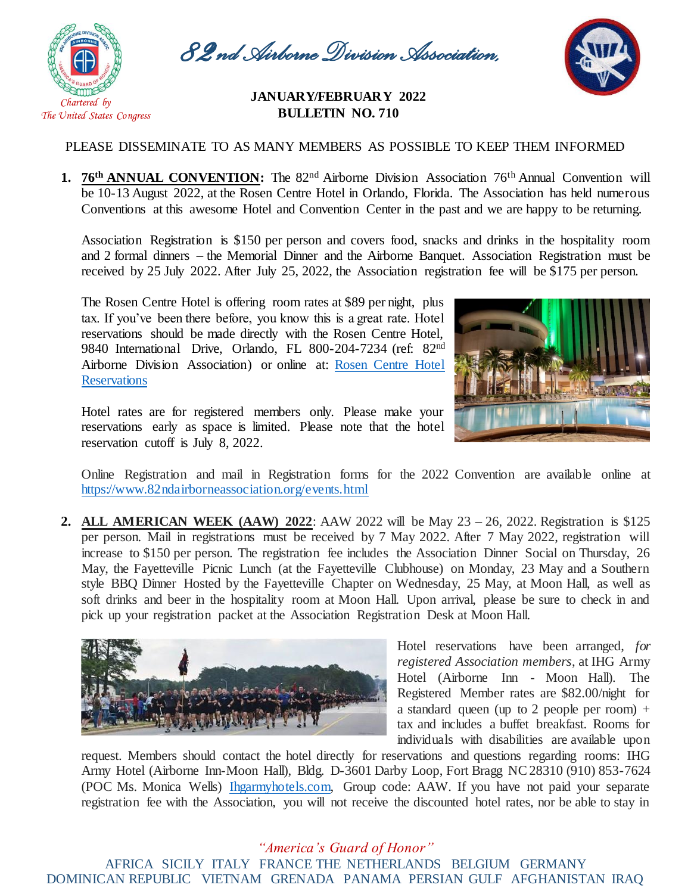# 82nd Airborne Division Association

Chartered by The United States Congress

**JANUARY/FEBRUARY 2022**
**BULLETIN NO. 710**

PLEASE DISSEMINATE TO AS MANY MEMBERS AS POSSIBLE TO KEEP THEM INFORMED

1. **76th ANNUAL CONVENTION:** The 82nd Airborne Division Association 76th Annual Convention will be 10-13 August 2022, at the Rosen Centre Hotel in Orlando, Florida. The Association has held numerous Conventions at this awesome Hotel and Convention Center in the past and we are happy to be returning.

   Association Registration is $150 per person and covers food, snacks and drinks in the hospitality room and 2 formal dinners – the Memorial Dinner and the Airborne Banquet. Association Registration must be received by 25 July 2022. After July 25, 2022, the Association registration fee will be $175 per person.

   The Rosen Centre Hotel is offering room rates at $89 per night, plus tax. If you've been there before, you know this is a great rate. Hotel reservations should be made directly with the Rosen Centre Hotel, 9840 International Drive, Orlando, FL 800-204-7234 (ref: 82nd Airborne Division Association) or online at: Rosen Centre Hotel Reservations

   Hotel rates are for registered members only. Please make your reservations early as space is limited. Please note that the hotel reservation cutoff is July 8, 2022.

   Online Registration and mail in Registration forms for the 2022 Convention are available online at https://www.82ndairborneassociation.org/events.html

2. **ALL AMERICAN WEEK (AAW) 2022**: AAW 2022 will be May 23 – 26, 2022. Registration is $125 per person. Mail in registrations must be received by 7 May 2022. After 7 May 2022, registration will increase to $150 per person. The registration fee includes the Association Dinner Social on Thursday, 26 May, the Fayetteville Picnic Lunch (at the Fayetteville Clubhouse) on Monday, 23 May and a Southern style BBQ Dinner Hosted by the Fayetteville Chapter on Wednesday, 25 May, at Moon Hall, as well as soft drinks and beer in the hospitality room at Moon Hall. Upon arrival, please be sure to check in and pick up your registration packet at the Association Registration Desk at Moon Hall.

   Hotel reservations have been arranged, *for registered Association members*, at IHG Army Hotel (Airborne Inn - Moon Hall). The Registered Member rates are $82.00/night for a standard queen (up to 2 people per room) + tax and includes a buffet breakfast. Rooms for individuals with disabilities are available upon request. Members should contact the hotel directly for reservations and questions regarding rooms: IHG Army Hotel (Airborne Inn-Moon Hall), Bldg. D-3601 Darby Loop, Fort Bragg NC 28310 (910) 853-7624 (POC Ms. Monica Wells) Ihgarmyhotels.com, Group code: AAW. If you have not paid your separate registration fee with the Association, you will not receive the discounted hotel rates, nor be able to stay in

*"America's Guard of Honor"*

AFRICA SICILY ITALY FRANCE THE NETHERLANDS BELGIUM GERMANY
DOMINICAN REPUBLIC VIETNAM GRENADA PANAMA PERSIAN GULF AFGHANISTAN IRAQ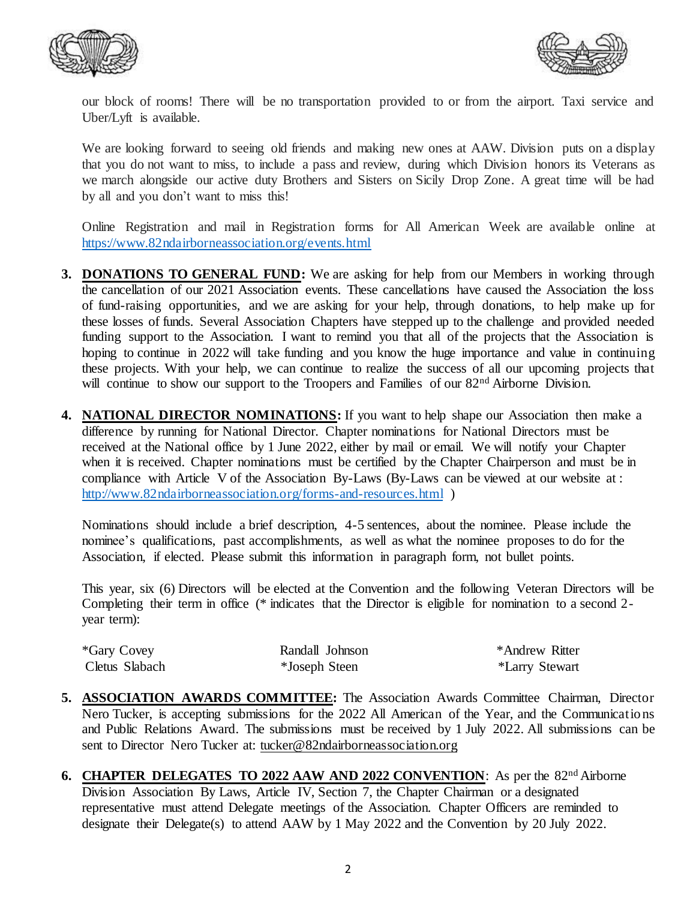our block of rooms! There will be no transportation provided to or from the airport. Taxi service and Uber/Lyft is available.

We are looking forward to seeing old friends and making new ones at AAW. Division puts on a display that you do not want to miss, to include a pass and review, during which Division honors its Veterans as we march alongside our active duty Brothers and Sisters on Sicily Drop Zone. A great time will be had by all and you don't want to miss this!

Online Registration and mail in Registration forms for All American Week are available online at https://www.82ndairborneassociation.org/events.html

3. **DONATIONS TO GENERAL FUND:** We are asking for help from our Members in working through the cancellation of our 2021 Association events. These cancellations have caused the Association the loss of fund-raising opportunities, and we are asking for your help, through donations, to help make up for these losses of funds. Several Association Chapters have stepped up to the challenge and provided needed funding support to the Association. I want to remind you that all of the projects that the Association is hoping to continue in 2022 will take funding and you know the huge importance and value in continuing these projects. With your help, we can continue to realize the success of all our upcoming projects that will continue to show our support to the Troopers and Families of our 82nd Airborne Division.

4. **NATIONAL DIRECTOR NOMINATIONS:** If you want to help shape our Association then make a difference by running for National Director. Chapter nominations for National Directors must be received at the National office by 1 June 2022, either by mail or email. We will notify your Chapter when it is received. Chapter nominations must be certified by the Chapter Chairperson and must be in compliance with Article V of the Association By-Laws (By-Laws can be viewed at our website at : http://www.82ndairborneassociation.org/forms-and-resources.html )

   Nominations should include a brief description, 4-5 sentences, about the nominee. Please include the nominee's qualifications, past accomplishments, as well as what the nominee proposes to do for the Association, if elected. Please submit this information in paragraph form, not bullet points.

   This year, six (6) Directors will be elected at the Convention and the following Veteran Directors will be Completing their term in office (* indicates that the Director is eligible for nomination to a second 2-year term):

   | | | |
   |---|---|---|
   | *Gary Covey | Randall Johnson | *Andrew Ritter |
   | Cletus Slabach | *Joseph Steen | *Larry Stewart |

5. **ASSOCIATION AWARDS COMMITTEE:** The Association Awards Committee Chairman, Director Nero Tucker, is accepting submissions for the 2022 All American of the Year, and the Communications and Public Relations Award. The submissions must be received by 1 July 2022. All submissions can be sent to Director Nero Tucker at: tucker@82ndairborneassociation.org

6. **CHAPTER DELEGATES TO 2022 AAW AND 2022 CONVENTION**: As per the 82nd Airborne Division Association By Laws, Article IV, Section 7, the Chapter Chairman or a designated representative must attend Delegate meetings of the Association. Chapter Officers are reminded to designate their Delegate(s) to attend AAW by 1 May 2022 and the Convention by 20 July 2022.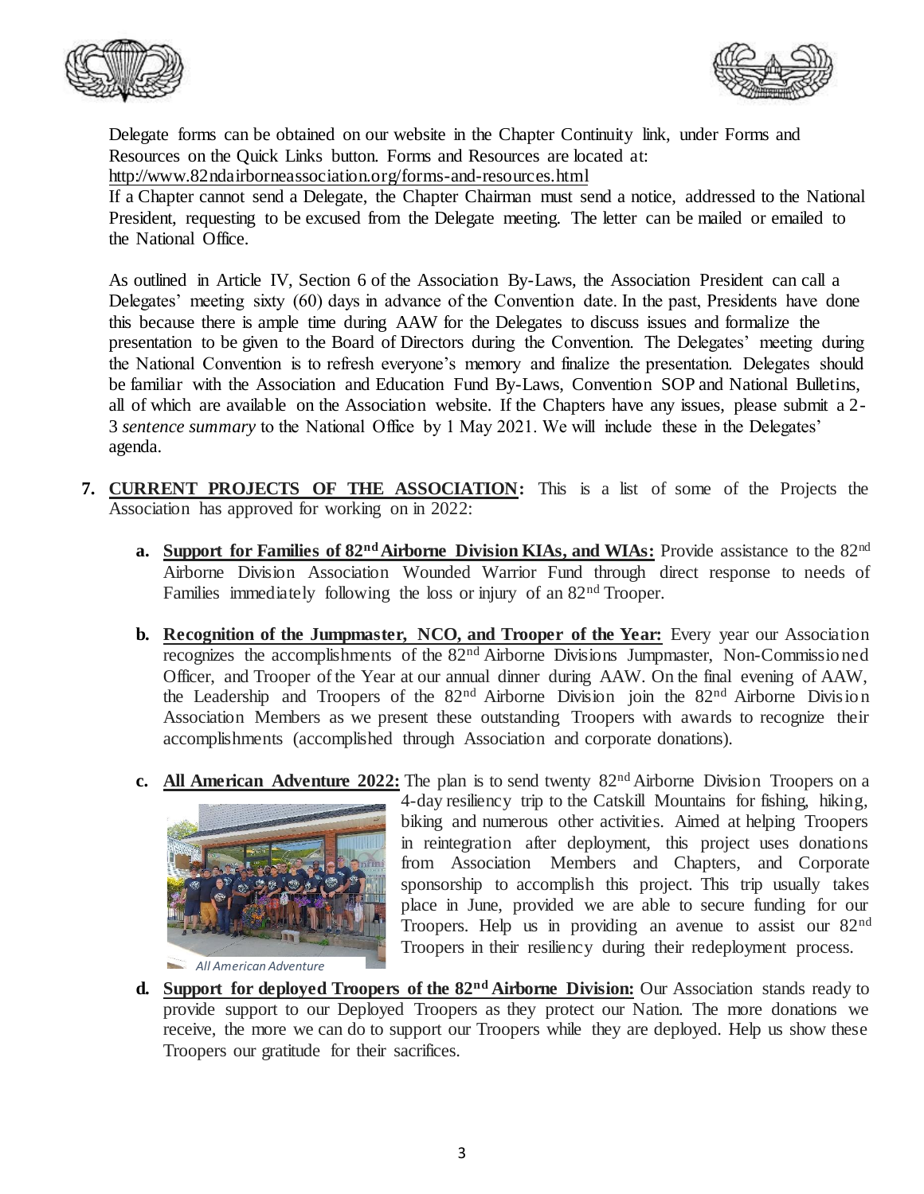Delegate forms can be obtained on our website in the Chapter Continuity link, under Forms and Resources on the Quick Links button. Forms and Resources are located at: http://www.82ndairborneassociation.org/forms-and-resources.html
If a Chapter cannot send a Delegate, the Chapter Chairman must send a notice, addressed to the National President, requesting to be excused from the Delegate meeting. The letter can be mailed or emailed to the National Office.

As outlined in Article IV, Section 6 of the Association By-Laws, the Association President can call a Delegates' meeting sixty (60) days in advance of the Convention date. In the past, Presidents have done this because there is ample time during AAW for the Delegates to discuss issues and formalize the presentation to be given to the Board of Directors during the Convention. The Delegates' meeting during the National Convention is to refresh everyone's memory and finalize the presentation. Delegates should be familiar with the Association and Education Fund By-Laws, Convention SOP and National Bulletins, all of which are available on the Association website. If the Chapters have any issues, please submit a 2-3 *sentence summary* to the National Office by 1 May 2021. We will include these in the Delegates' agenda.

7. **CURRENT PROJECTS OF THE ASSOCIATION:** This is a list of some of the Projects the Association has approved for working on in 2022:

   a. **Support for Families of 82nd Airborne Division KIAs, and WIAs:** Provide assistance to the 82nd Airborne Division Association Wounded Warrior Fund through direct response to needs of Families immediately following the loss or injury of an 82nd Trooper.

   b. **Recognition of the Jumpmaster, NCO, and Trooper of the Year:** Every year our Association recognizes the accomplishments of the 82nd Airborne Divisions Jumpmaster, Non-Commissioned Officer, and Trooper of the Year at our annual dinner during AAW. On the final evening of AAW, the Leadership and Troopers of the 82nd Airborne Division join the 82nd Airborne Division Association Members as we present these outstanding Troopers with awards to recognize their accomplishments (accomplished through Association and corporate donations).

   c. **All American Adventure 2022:** The plan is to send twenty 82nd Airborne Division Troopers on a 4-day resiliency trip to the Catskill Mountains for fishing, hiking, biking and numerous other activities. Aimed at helping Troopers in reintegration after deployment, this project uses donations from Association Members and Chapters, and Corporate sponsorship to accomplish this project. This trip usually takes place in June, provided we are able to secure funding for our Troopers. Help us in providing an avenue to assist our 82nd Troopers in their resiliency during their redeployment process.

   *All American Adventure*

   d. **Support for deployed Troopers of the 82nd Airborne Division:** Our Association stands ready to provide support to our Deployed Troopers as they protect our Nation. The more donations we receive, the more we can do to support our Troopers while they are deployed. Help us show these Troopers our gratitude for their sacrifices.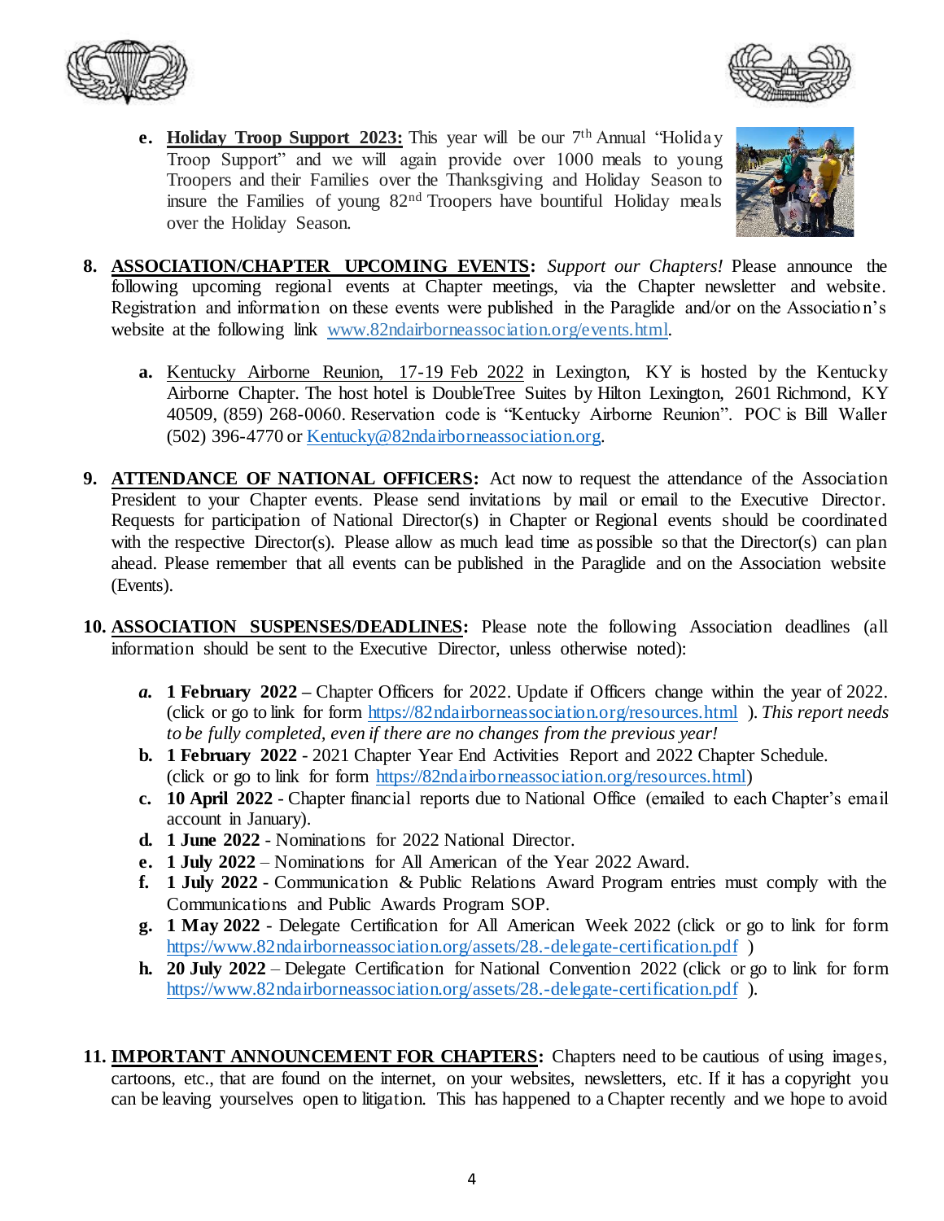e. **<u>Holiday Troop Support 2023:</u>** This year will be our 7th Annual "Holiday Troop Support" and we will again provide over 1000 meals to young Troopers and their Families over the Thanksgiving and Holiday Season to insure the Families of young 82nd Troopers have bountiful Holiday meals over the Holiday Season.

8. **<u>ASSOCIATION/CHAPTER UPCOMING EVENTS</u>:** *Support our Chapters!* Please announce the following upcoming regional events at Chapter meetings, via the Chapter newsletter and website. Registration and information on these events were published in the Paraglide and/or on the Association's website at the following link www.82ndairborneassociation.org/events.html.

   a. <u>Kentucky Airborne Reunion, 17-19 Feb 2022</u> in Lexington, KY is hosted by the Kentucky Airborne Chapter. The host hotel is DoubleTree Suites by Hilton Lexington, 2601 Richmond, KY 40509, (859) 268-0060. Reservation code is "Kentucky Airborne Reunion". POC is Bill Waller (502) 396-4770 or Kentucky@82ndairborneassociation.org.

9. **<u>ATTENDANCE OF NATIONAL OFFICERS</u>:** Act now to request the attendance of the Association President to your Chapter events. Please send invitations by mail or email to the Executive Director. Requests for participation of National Director(s) in Chapter or Regional events should be coordinated with the respective Director(s). Please allow as much lead time as possible so that the Director(s) can plan ahead. Please remember that all events can be published in the Paraglide and on the Association website (Events).

10. **<u>ASSOCIATION SUSPENSES/DEADLINES</u>:** Please note the following Association deadlines (all information should be sent to the Executive Director, unless otherwise noted):

    *a.* **1 February 2022 –** Chapter Officers for 2022. Update if Officers change within the year of 2022. (click or go to link for form https://82ndairborneassociation.org/resources.html ). *This report needs to be fully completed, even if there are no changes from the previous year!*
    
    b. **1 February 2022** - 2021 Chapter Year End Activities Report and 2022 Chapter Schedule. (click or go to link for form https://82ndairborneassociation.org/resources.html)
    
    c. **10 April 2022** - Chapter financial reports due to National Office (emailed to each Chapter's email account in January).
    
    d. **1 June 2022** - Nominations for 2022 National Director.
    
    e. **1 July 2022** – Nominations for All American of the Year 2022 Award.
    
    f. **1 July 2022** - Communication & Public Relations Award Program entries must comply with the Communications and Public Awards Program SOP.
    
    g. **1 May 2022** - Delegate Certification for All American Week 2022 (click or go to link for form https://www.82ndairborneassociation.org/assets/28.-delegate-certification.pdf )
    
    h. **20 July 2022** – Delegate Certification for National Convention 2022 (click or go to link for form https://www.82ndairborneassociation.org/assets/28.-delegate-certification.pdf ).

11. **<u>IMPORTANT ANNOUNCEMENT FOR CHAPTERS</u>:** Chapters need to be cautious of using images, cartoons, etc., that are found on the internet, on your websites, newsletters, etc. If it has a copyright you can be leaving yourselves open to litigation. This has happened to a Chapter recently and we hope to avoid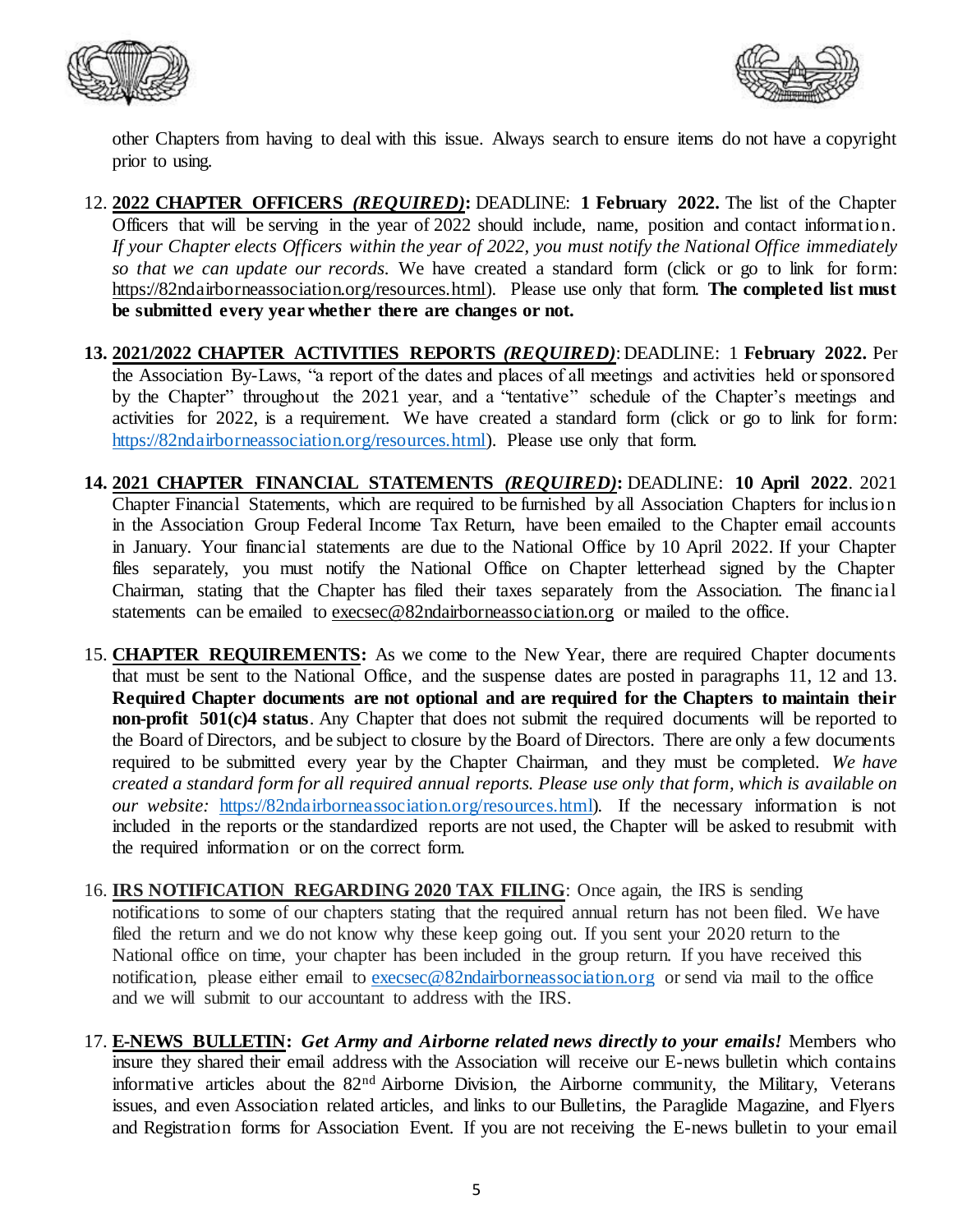other Chapters from having to deal with this issue. Always search to ensure items do not have a copyright prior to using.

12. **2022 CHAPTER OFFICERS *(REQUIRED)*:** DEADLINE: **1 February 2022.** The list of the Chapter Officers that will be serving in the year of 2022 should include, name, position and contact information. *If your Chapter elects Officers within the year of 2022, you must notify the National Office immediately so that we can update our records.* We have created a standard form (click or go to link for form: https://82ndairborneassociation.org/resources.html). Please use only that form. **The completed list must be submitted every year whether there are changes or not.**

13. **2021/2022 CHAPTER ACTIVITIES REPORTS *(REQUIRED)*:** DEADLINE: 1 **February 2022.** Per the Association By-Laws, "a report of the dates and places of all meetings and activities held or sponsored by the Chapter" throughout the 2021 year, and a "tentative" schedule of the Chapter's meetings and activities for 2022, is a requirement. We have created a standard form (click or go to link for form: https://82ndairborneassociation.org/resources.html). Please use only that form.

14. **2021 CHAPTER FINANCIAL STATEMENTS *(REQUIRED)*:** DEADLINE: **10 April 2022**. 2021 Chapter Financial Statements, which are required to be furnished by all Association Chapters for inclusion in the Association Group Federal Income Tax Return, have been emailed to the Chapter email accounts in January. Your financial statements are due to the National Office by 10 April 2022. If your Chapter files separately, you must notify the National Office on Chapter letterhead signed by the Chapter Chairman, stating that the Chapter has filed their taxes separately from the Association. The financial statements can be emailed to execsec@82ndairborneassociation.org or mailed to the office.

15. **CHAPTER REQUIREMENTS:** As we come to the New Year, there are required Chapter documents that must be sent to the National Office, and the suspense dates are posted in paragraphs 11, 12 and 13. **Required Chapter documents are not optional and are required for the Chapters to maintain their non-profit 501(c)4 status**. Any Chapter that does not submit the required documents will be reported to the Board of Directors, and be subject to closure by the Board of Directors. There are only a few documents required to be submitted every year by the Chapter Chairman, and they must be completed. *We have created a standard form for all required annual reports. Please use only that form, which is available on our website:* https://82ndairborneassociation.org/resources.html). If the necessary information is not included in the reports or the standardized reports are not used, the Chapter will be asked to resubmit with the required information or on the correct form.

16. **IRS NOTIFICATION REGARDING 2020 TAX FILING**: Once again, the IRS is sending notifications to some of our chapters stating that the required annual return has not been filed. We have filed the return and we do not know why these keep going out. If you sent your 2020 return to the National office on time, your chapter has been included in the group return. If you have received this notification, please either email to execsec@82ndairborneassociation.org or send via mail to the office and we will submit to our accountant to address with the IRS.

17. **E-NEWS BULLETIN:** ***Get Army and Airborne related news directly to your emails!*** Members who insure they shared their email address with the Association will receive our E-news bulletin which contains informative articles about the 82nd Airborne Division, the Airborne community, the Military, Veterans issues, and even Association related articles, and links to our Bulletins, the Paraglide Magazine, and Flyers and Registration forms for Association Event. If you are not receiving the E-news bulletin to your email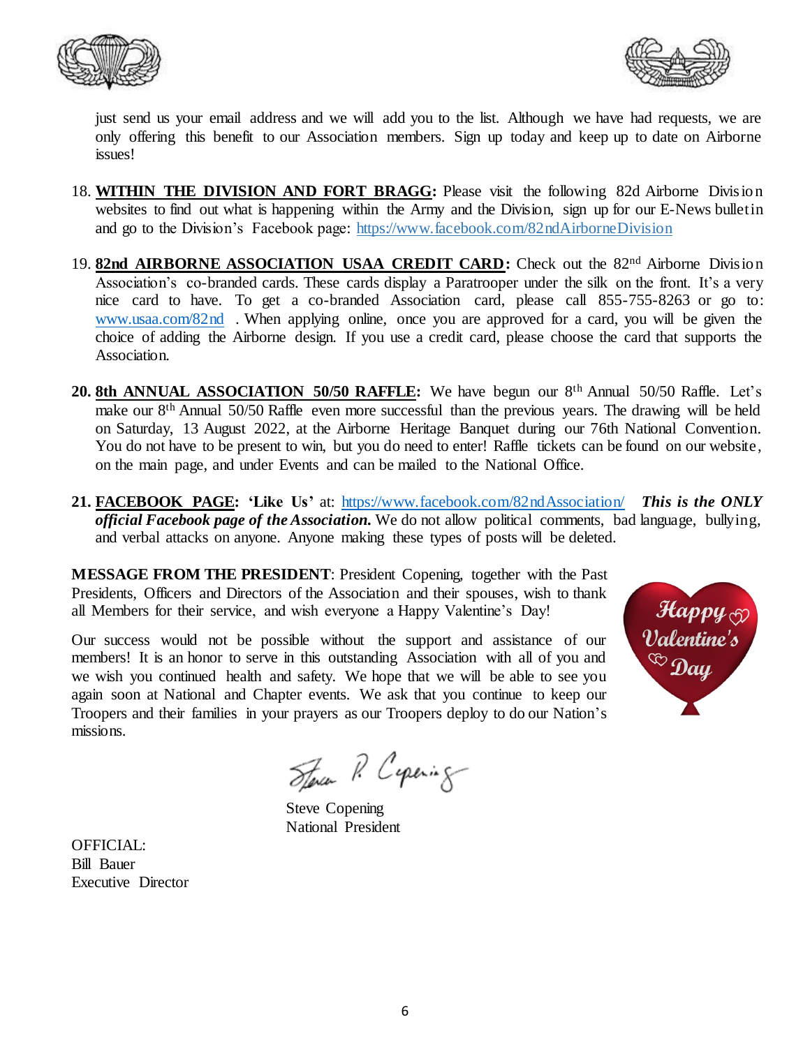just send us your email address and we will add you to the list. Although we have had requests, we are only offering this benefit to our Association members. Sign up today and keep up to date on Airborne issues!

18. **WITHIN THE DIVISION AND FORT BRAGG:** Please visit the following 82d Airborne Division websites to find out what is happening within the Army and the Division, sign up for our E-News bulletin and go to the Division's Facebook page: https://www.facebook.com/82ndAirborneDivision

19. **82nd AIRBORNE ASSOCIATION USAA CREDIT CARD:** Check out the 82nd Airborne Division Association's co-branded cards. These cards display a Paratrooper under the silk on the front. It's a very nice card to have. To get a co-branded Association card, please call 855-755-8263 or go to: www.usaa.com/82nd . When applying online, once you are approved for a card, you will be given the choice of adding the Airborne design. If you use a credit card, please choose the card that supports the Association.

20. **8th ANNUAL ASSOCIATION 50/50 RAFFLE:** We have begun our 8th Annual 50/50 Raffle. Let's make our 8th Annual 50/50 Raffle even more successful than the previous years. The drawing will be held on Saturday, 13 August 2022, at the Airborne Heritage Banquet during our 76th National Convention. You do not have to be present to win, but you do need to enter! Raffle tickets can be found on our website, on the main page, and under Events and can be mailed to the National Office.

21. **FACEBOOK PAGE: 'Like Us'** at: https://www.facebook.com/82ndAssociation/ ***This is the ONLY official Facebook page of the Association.*** We do not allow political comments, bad language, bullying, and verbal attacks on anyone. Anyone making these types of posts will be deleted.

**MESSAGE FROM THE PRESIDENT**: President Copening, together with the Past Presidents, Officers and Directors of the Association and their spouses, wish to thank all Members for their service, and wish everyone a Happy Valentine's Day!

Our success would not be possible without the support and assistance of our members! It is an honor to serve in this outstanding Association with all of you and we wish you continued health and safety. We hope that we will be able to see you again soon at National and Chapter events. We ask that you continue to keep our Troopers and their families in your prayers as our Troopers deploy to do our Nation's missions.

Steve Copening
National President

OFFICIAL:
Bill Bauer
Executive Director